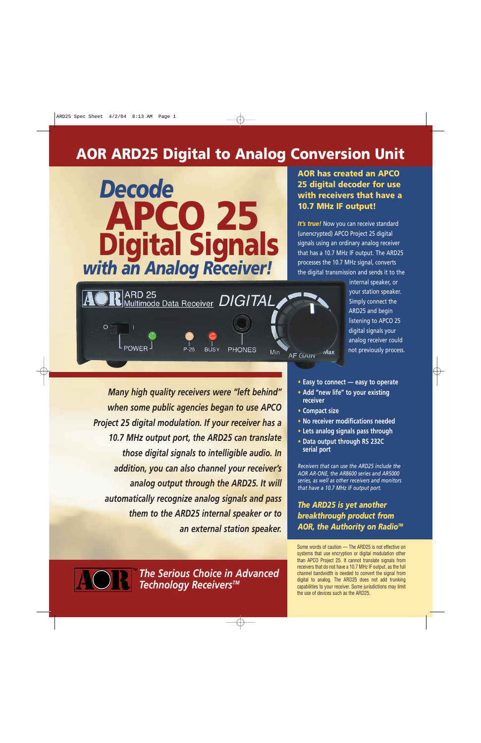# AOR ARD25 Digital to Analog Conversion Unit

## *Decode* APCO 25 Digital Signals *with an Analog Receiver!*

**AOR has created an APCO 25 digital decoder for use with receivers that have a 10.7 MHz IF output!**

***It's true!*** Now you can receive standard (unencrypted) APCO Project 25 digital signals using an ordinary analog receiver that has a 10.7 MHz IF output. The ARD25 processes the 10.7 MHz signal, converts the digital transmission and sends it to the internal speaker, or your station speaker. Simply connect the ARD25 and begin listening to APCO 25 digital signals your analog receiver could not previously process.

*Many high quality receivers were "left behind" when some public agencies began to use APCO Project 25 digital modulation. If your receiver has a 10.7 MHz output port, the ARD25 can translate those digital signals to intelligible audio. In addition, you can also channel your receiver's analog output through the ARD25. It will automatically recognize analog signals and pass them to the ARD25 internal speaker or to an external station speaker.*

- **Easy to connect — easy to operate**
- **Add "new life" to your existing receiver**
- **Compact size**
- **No receiver modifications needed**
- **Lets analog signals pass through**
- **Data output through RS 232C serial port**

*Receivers that can use the ARD25 include the AOR AR-ONE, the AR8600 series and AR5000 series, as well as other receivers and monitors that have a 10.7 MHz IF output port.*

***The ARD25 is yet another breakthrough product from AOR, the Authority on Radio™***

Some words of caution — The ARD25 is not effective on systems that use encryption or digital modulation other than APCO Project 25. It cannot translate signals from receivers that do not have a 10.7 MHz IF output, as the full channel bandwidth is needed to convert the signal from digital to analog. The ARD25 does not add trunking capabilities to your receiver. Some jurisdictions may limit the use of devices such as the ARD25.

AOR™ *The Serious Choice in Advanced Technology Receivers™*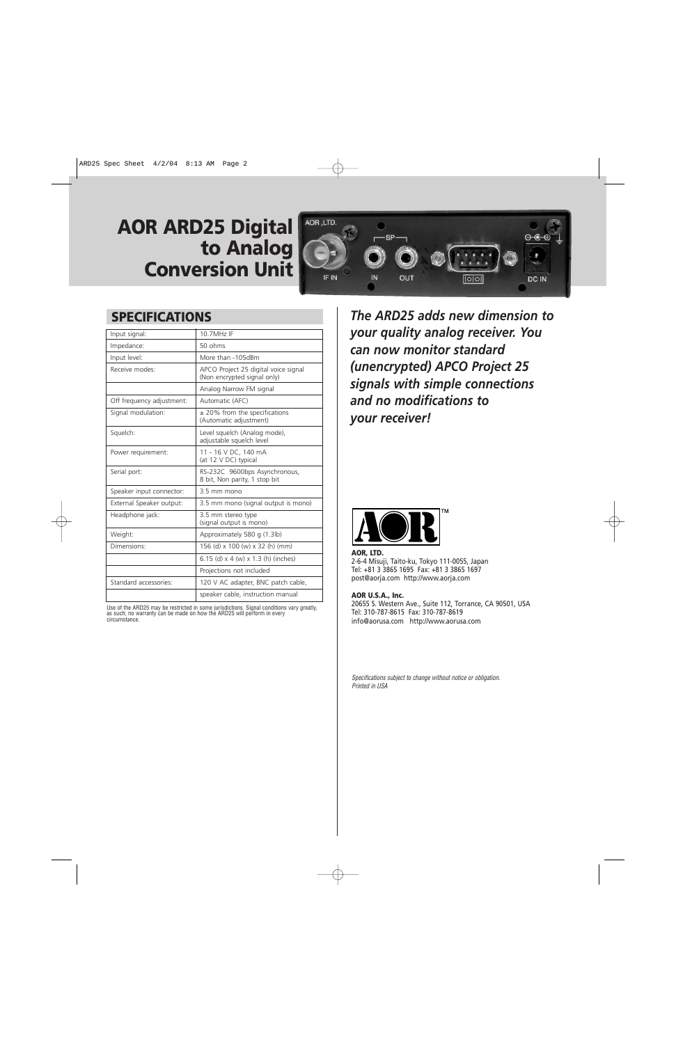# AOR ARD25 Digital to Analog Conversion Unit

## SPECIFICATIONS

| | |
|---|---|
| Input signal: | 10.7MHz IF |
| Impedance: | 50 ohms |
| Input level: | More than -105dBm |
| Receive modes: | APCO Project 25 digital voice signal (Non encrypted signal only) |
| | Analog Narrow FM signal |
| Off frequency adjustment: | Automatic (AFC) |
| Signal modulation: | ± 20% from the specifications (Automatic adjustment) |
| Squelch: | Level squelch (Analog mode), adjustable squelch level |
| Power requirement: | 11 - 16 V DC, 140 mA (at 12 V DC) typical |
| Serial port: | RS-232C 9600bps Asynchronous, 8 bit, Non parity, 1 stop bit |
| Speaker input connector: | 3.5 mm mono |
| External Speaker output: | 3.5 mm mono (signal output is mono) |
| Headphone jack: | 3.5 mm stereo type (signal output is mono) |
| Weight: | Approximately 580 g (1.3lb) |
| Dimensions: | 156 (d) x 100 (w) x 32 (h) (mm) |
| | 6.15 (d) x 4 (w) x 1.3 (h) (inches) |
| | Projections not included |
| Standard accessories: | 120 V AC adapter, BNC patch cable, |
| | speaker cable, instruction manual |

Use of the ARD25 may be restricted in some jurisdictions. Signal conditions vary greatly, as such; no warranty can be made on how the ARD25 will perform in every circumstance.

***The ARD25 adds new dimension to your quality analog receiver. You can now monitor standard (unencrypted) APCO Project 25 signals with simple connections and no modifications to your receiver!***

AOR™

**AOR, LTD.**
2-6-4 Misuji, Taito-ku, Tokyo 111-0055, Japan
Tel: +81 3 3865 1695 Fax: +81 3 3865 1697
post@aorja.com http://www.aorja.com

**AOR U.S.A., Inc.**
20655 S. Western Ave., Suite 112, Torrance, CA 90501, USA
Tel: 310-787-8615 Fax: 310-787-8619
info@aorusa.com http://www.aorusa.com

*Specifications subject to change without notice or obligation.*
*Printed in USA*